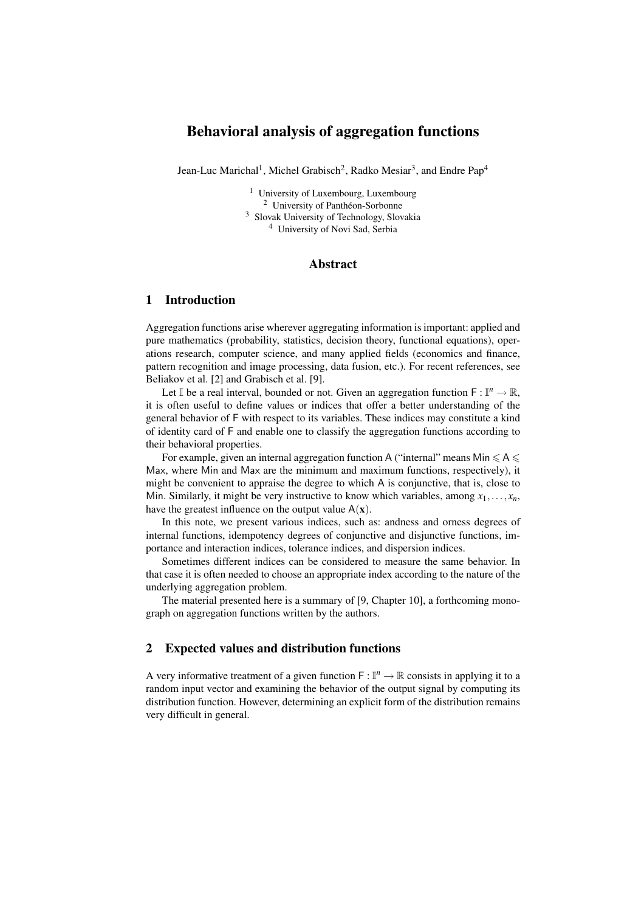# Behavioral analysis of aggregation functions

Jean-Luc Marichal[1], Michel Grabisch[2], Radko Mesiar[3], and Endre Pap[4]

[1] University of Luxembourg, Luxembourg
[2] University of Panthéon-Sorbonne
[3] Slovak University of Technology, Slovakia
[4] University of Novi Sad, Serbia

## Abstract

## 1 Introduction

Aggregation functions arise wherever aggregating information is important: applied and pure mathematics (probability, statistics, decision theory, functional equations), operations research, computer science, and many applied fields (economics and finance, pattern recognition and image processing, data fusion, etc.). For recent references, see Beliakov et al. [2] and Grabisch et al. [9].

Let $\mathbb{I}$ be a real interval, bounded or not. Given an aggregation function $\mathsf{F} : \mathbb{I}^n \to \mathbb{R}$, it is often useful to define values or indices that offer a better understanding of the general behavior of $\mathsf{F}$ with respect to its variables. These indices may constitute a kind of identity card of $\mathsf{F}$ and enable one to classify the aggregation functions according to their behavioral properties.

For example, given an internal aggregation function $\mathsf{A}$ ("internal" means $\mathsf{Min} \leqslant \mathsf{A} \leqslant \mathsf{Max}$, where $\mathsf{Min}$ and $\mathsf{Max}$ are the minimum and maximum functions, respectively), it might be convenient to appraise the degree to which $\mathsf{A}$ is conjunctive, that is, close to $\mathsf{Min}$. Similarly, it might be very instructive to know which variables, among $x_1, \ldots, x_n$, have the greatest influence on the output value $\mathsf{A}(\mathbf{x})$.

In this note, we present various indices, such as: andness and orness degrees of internal functions, idempotency degrees of conjunctive and disjunctive functions, importance and interaction indices, tolerance indices, and dispersion indices.

Sometimes different indices can be considered to measure the same behavior. In that case it is often needed to choose an appropriate index according to the nature of the underlying aggregation problem.

The material presented here is a summary of [9, Chapter 10], a forthcoming monograph on aggregation functions written by the authors.

## 2 Expected values and distribution functions

A very informative treatment of a given function $\mathsf{F} : \mathbb{I}^n \to \mathbb{R}$ consists in applying it to a random input vector and examining the behavior of the output signal by computing its distribution function. However, determining an explicit form of the distribution remains very difficult in general.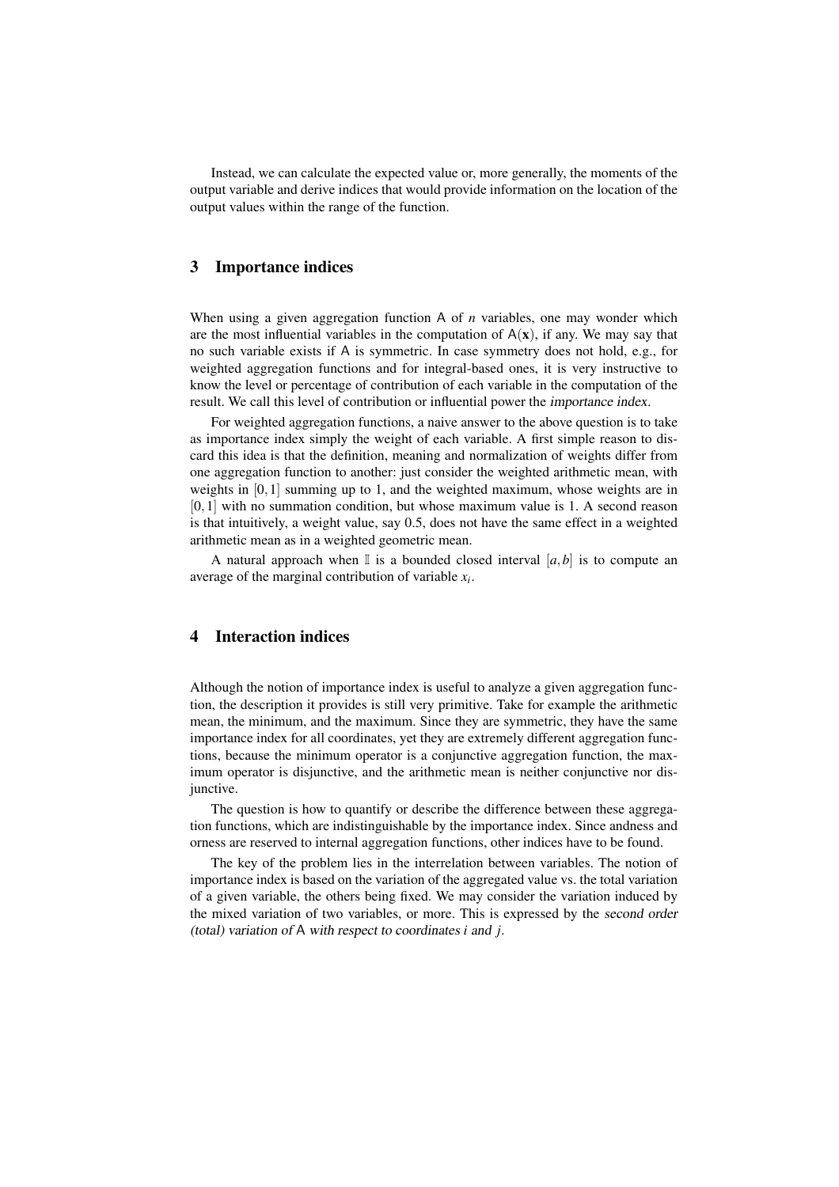Instead, we can calculate the expected value or, more generally, the moments of the output variable and derive indices that would provide information on the location of the output values within the range of the function.

## 3 Importance indices

When using a given aggregation function $\mathsf{A}$ of $n$ variables, one may wonder which are the most influential variables in the computation of $\mathsf{A}(\mathbf{x})$, if any. We may say that no such variable exists if $\mathsf{A}$ is symmetric. In case symmetry does not hold, e.g., for weighted aggregation functions and for integral-based ones, it is very instructive to know the level or percentage of contribution of each variable in the computation of the result. We call this level of contribution or influential power the *importance index*.

For weighted aggregation functions, a naive answer to the above question is to take as importance index simply the weight of each variable. A first simple reason to discard this idea is that the definition, meaning and normalization of weights differ from one aggregation function to another: just consider the weighted arithmetic mean, with weights in $[0,1]$ summing up to 1, and the weighted maximum, whose weights are in $[0,1]$ with no summation condition, but whose maximum value is 1. A second reason is that intuitively, a weight value, say 0.5, does not have the same effect in a weighted arithmetic mean as in a weighted geometric mean.

A natural approach when $\mathbb{I}$ is a bounded closed interval $[a,b]$ is to compute an average of the marginal contribution of variable $x_i$.

## 4 Interaction indices

Although the notion of importance index is useful to analyze a given aggregation function, the description it provides is still very primitive. Take for example the arithmetic mean, the minimum, and the maximum. Since they are symmetric, they have the same importance index for all coordinates, yet they are extremely different aggregation functions, because the minimum operator is a conjunctive aggregation function, the maximum operator is disjunctive, and the arithmetic mean is neither conjunctive nor disjunctive.

The question is how to quantify or describe the difference between these aggregation functions, which are indistinguishable by the importance index. Since andness and orness are reserved to internal aggregation functions, other indices have to be found.

The key of the problem lies in the interrelation between variables. The notion of importance index is based on the variation of the aggregated value vs. the total variation of a given variable, the others being fixed. We may consider the variation induced by the mixed variation of two variables, or more. This is expressed by the *second order (total) variation of* $\mathsf{A}$ *with respect to coordinates* $i$ *and* $j$.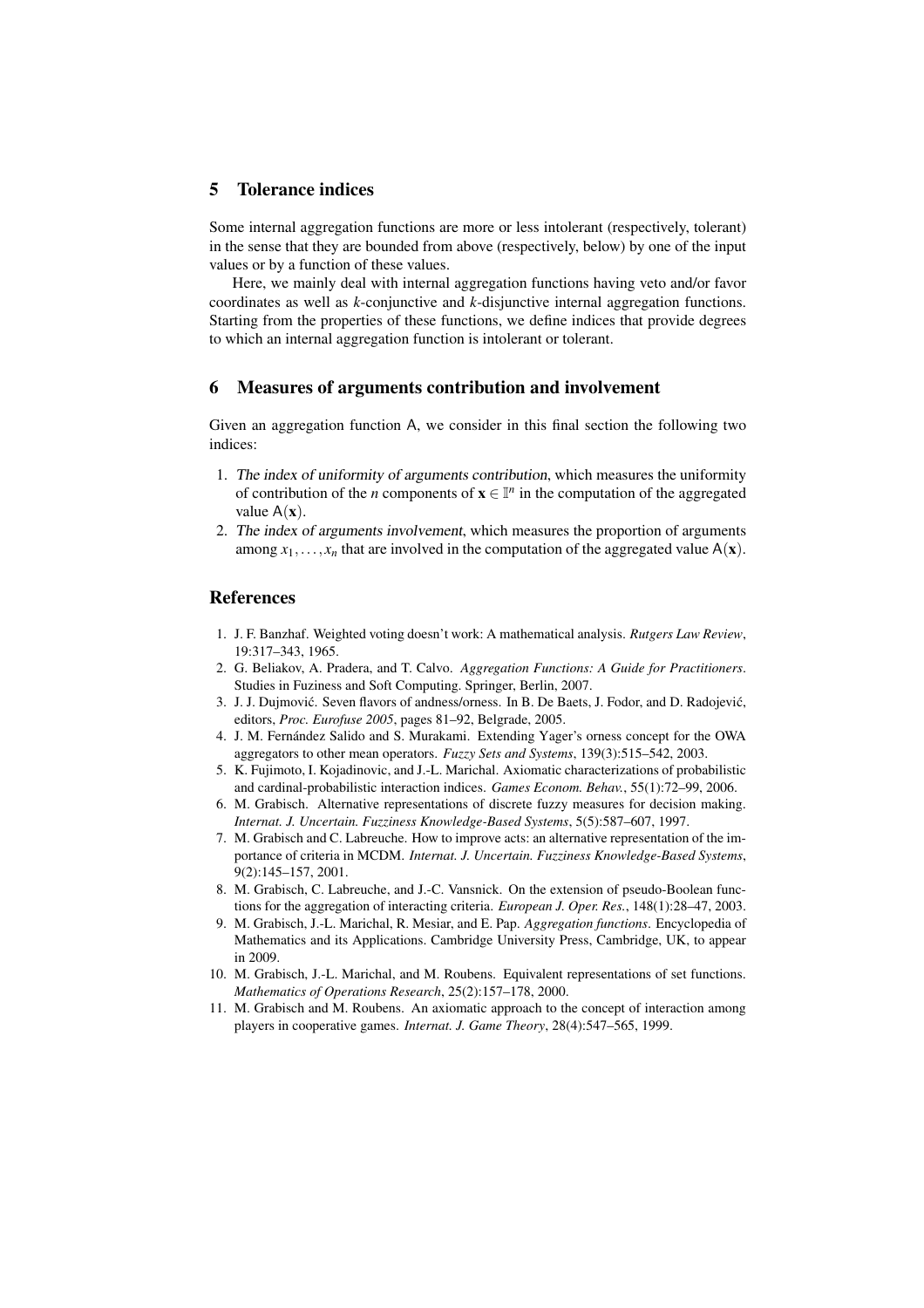## 5 Tolerance indices

Some internal aggregation functions are more or less intolerant (respectively, tolerant) in the sense that they are bounded from above (respectively, below) by one of the input values or by a function of these values.

Here, we mainly deal with internal aggregation functions having veto and/or favor coordinates as well as *k*-conjunctive and *k*-disjunctive internal aggregation functions. Starting from the properties of these functions, we define indices that provide degrees to which an internal aggregation function is intolerant or tolerant.

## 6 Measures of arguments contribution and involvement

Given an aggregation function $\mathsf{A}$, we consider in this final section the following two indices:

1. *The index of uniformity of arguments contribution*, which measures the uniformity of contribution of the $n$ components of $\mathbf{x} \in \mathbb{I}^n$ in the computation of the aggregated value $\mathsf{A}(\mathbf{x})$.
2. *The index of arguments involvement*, which measures the proportion of arguments among $x_1, \ldots, x_n$ that are involved in the computation of the aggregated value $\mathsf{A}(\mathbf{x})$.

## References

1. J. F. Banzhaf. Weighted voting doesn't work: A mathematical analysis. *Rutgers Law Review*, 19:317–343, 1965.
2. G. Beliakov, A. Pradera, and T. Calvo. *Aggregation Functions: A Guide for Practitioners*. Studies in Fuziness and Soft Computing. Springer, Berlin, 2007.
3. J. J. Dujmović. Seven flavors of andness/orness. In B. De Baets, J. Fodor, and D. Radojević, editors, *Proc. Eurofuse 2005*, pages 81–92, Belgrade, 2005.
4. J. M. Fernández Salido and S. Murakami. Extending Yager's orness concept for the OWA aggregators to other mean operators. *Fuzzy Sets and Systems*, 139(3):515–542, 2003.
5. K. Fujimoto, I. Kojadinovic, and J.-L. Marichal. Axiomatic characterizations of probabilistic and cardinal-probabilistic interaction indices. *Games Econom. Behav.*, 55(1):72–99, 2006.
6. M. Grabisch. Alternative representations of discrete fuzzy measures for decision making. *Internat. J. Uncertain. Fuzziness Knowledge-Based Systems*, 5(5):587–607, 1997.
7. M. Grabisch and C. Labreuche. How to improve acts: an alternative representation of the importance of criteria in MCDM. *Internat. J. Uncertain. Fuzziness Knowledge-Based Systems*, 9(2):145–157, 2001.
8. M. Grabisch, C. Labreuche, and J.-C. Vansnick. On the extension of pseudo-Boolean functions for the aggregation of interacting criteria. *European J. Oper. Res.*, 148(1):28–47, 2003.
9. M. Grabisch, J.-L. Marichal, R. Mesiar, and E. Pap. *Aggregation functions*. Encyclopedia of Mathematics and its Applications. Cambridge University Press, Cambridge, UK, to appear in 2009.
10. M. Grabisch, J.-L. Marichal, and M. Roubens. Equivalent representations of set functions. *Mathematics of Operations Research*, 25(2):157–178, 2000.
11. M. Grabisch and M. Roubens. An axiomatic approach to the concept of interaction among players in cooperative games. *Internat. J. Game Theory*, 28(4):547–565, 1999.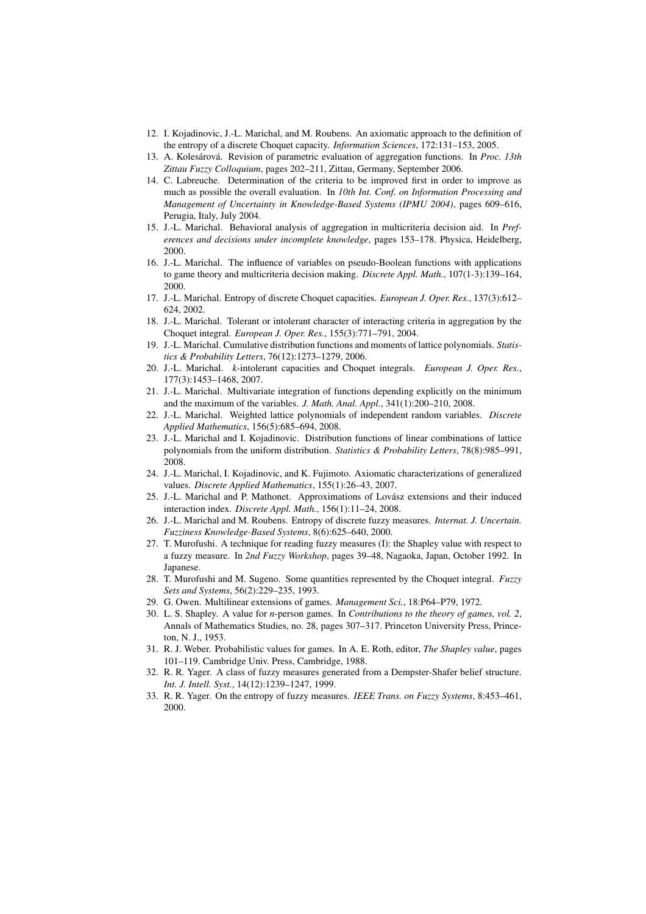12. I. Kojadinovic, J.-L. Marichal, and M. Roubens. An axiomatic approach to the definition of the entropy of a discrete Choquet capacity. *Information Sciences*, 172:131–153, 2005.
13. A. Kolesárová. Revision of parametric evaluation of aggregation functions. In *Proc. 13th Zittau Fuzzy Colloquium*, pages 202–211, Zittau, Germany, September 2006.
14. C. Labreuche. Determination of the criteria to be improved first in order to improve as much as possible the overall evaluation. In *10th Int. Conf. on Information Processing and Management of Uncertainty in Knowledge-Based Systems (IPMU 2004)*, pages 609–616, Perugia, Italy, July 2004.
15. J.-L. Marichal. Behavioral analysis of aggregation in multicriteria decision aid. In *Preferences and decisions under incomplete knowledge*, pages 153–178. Physica, Heidelberg, 2000.
16. J.-L. Marichal. The influence of variables on pseudo-Boolean functions with applications to game theory and multicriteria decision making. *Discrete Appl. Math.*, 107(1-3):139–164, 2000.
17. J.-L. Marichal. Entropy of discrete Choquet capacities. *European J. Oper. Res.*, 137(3):612–624, 2002.
18. J.-L. Marichal. Tolerant or intolerant character of interacting criteria in aggregation by the Choquet integral. *European J. Oper. Res.*, 155(3):771–791, 2004.
19. J.-L. Marichal. Cumulative distribution functions and moments of lattice polynomials. *Statistics & Probability Letters*, 76(12):1273–1279, 2006.
20. J.-L. Marichal. *k*-intolerant capacities and Choquet integrals. *European J. Oper. Res.*, 177(3):1453–1468, 2007.
21. J.-L. Marichal. Multivariate integration of functions depending explicitly on the minimum and the maximum of the variables. *J. Math. Anal. Appl.*, 341(1):200–210, 2008.
22. J.-L. Marichal. Weighted lattice polynomials of independent random variables. *Discrete Applied Mathematics*, 156(5):685–694, 2008.
23. J.-L. Marichal and I. Kojadinovic. Distribution functions of linear combinations of lattice polynomials from the uniform distribution. *Statistics & Probability Letters*, 78(8):985–991, 2008.
24. J.-L. Marichal, I. Kojadinovic, and K. Fujimoto. Axiomatic characterizations of generalized values. *Discrete Applied Mathematics*, 155(1):26–43, 2007.
25. J.-L. Marichal and P. Mathonet. Approximations of Lovász extensions and their induced interaction index. *Discrete Appl. Math.*, 156(1):11–24, 2008.
26. J.-L. Marichal and M. Roubens. Entropy of discrete fuzzy measures. *Internat. J. Uncertain. Fuzziness Knowledge-Based Systems*, 8(6):625–640, 2000.
27. T. Murofushi. A technique for reading fuzzy measures (I): the Shapley value with respect to a fuzzy measure. In *2nd Fuzzy Workshop*, pages 39–48, Nagaoka, Japan, October 1992. In Japanese.
28. T. Murofushi and M. Sugeno. Some quantities represented by the Choquet integral. *Fuzzy Sets and Systems*, 56(2):229–235, 1993.
29. G. Owen. Multilinear extensions of games. *Management Sci.*, 18:P64–P79, 1972.
30. L. S. Shapley. A value for *n*-person games. In *Contributions to the theory of games, vol. 2*, Annals of Mathematics Studies, no. 28, pages 307–317. Princeton University Press, Princeton, N. J., 1953.
31. R. J. Weber. Probabilistic values for games. In A. E. Roth, editor, *The Shapley value*, pages 101–119. Cambridge Univ. Press, Cambridge, 1988.
32. R. R. Yager. A class of fuzzy measures generated from a Dempster-Shafer belief structure. *Int. J. Intell. Syst.*, 14(12):1239–1247, 1999.
33. R. R. Yager. On the entropy of fuzzy measures. *IEEE Trans. on Fuzzy Systems*, 8:453–461, 2000.